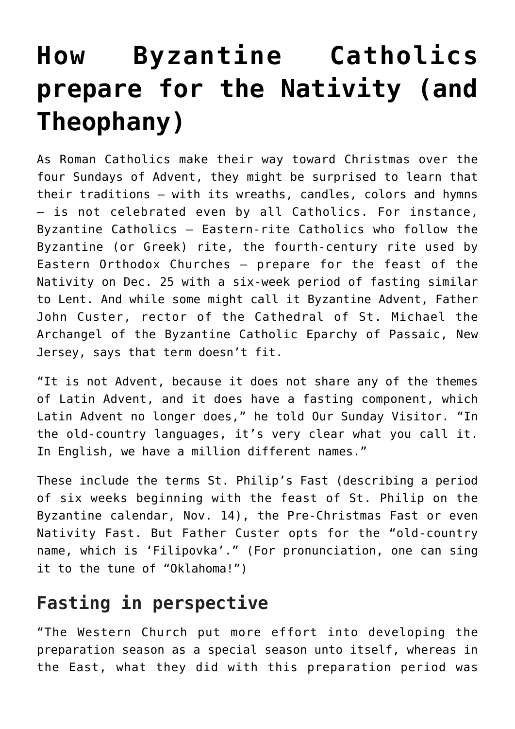# How Byzantine Catholics prepare for the Nativity (and Theophany)

As Roman Catholics make their way toward Christmas over the four Sundays of Advent, they might be surprised to learn that their traditions — with its wreaths, candles, colors and hymns — is not celebrated even by all Catholics. For instance, Byzantine Catholics — Eastern-rite Catholics who follow the Byzantine (or Greek) rite, the fourth-century rite used by Eastern Orthodox Churches — prepare for the feast of the Nativity on Dec. 25 with a six-week period of fasting similar to Lent. And while some might call it Byzantine Advent, Father John Custer, rector of the Cathedral of St. Michael the Archangel of the Byzantine Catholic Eparchy of Passaic, New Jersey, says that term doesn't fit.

"It is not Advent, because it does not share any of the themes of Latin Advent, and it does have a fasting component, which Latin Advent no longer does," he told Our Sunday Visitor. "In the old-country languages, it's very clear what you call it. In English, we have a million different names."

These include the terms St. Philip's Fast (describing a period of six weeks beginning with the feast of St. Philip on the Byzantine calendar, Nov. 14), the Pre-Christmas Fast or even Nativity Fast. But Father Custer opts for the "old-country name, which is 'Filipovka'." (For pronunciation, one can sing it to the tune of "Oklahoma!")

## Fasting in perspective

"The Western Church put more effort into developing the preparation season as a special season unto itself, whereas in the East, what they did with this preparation period was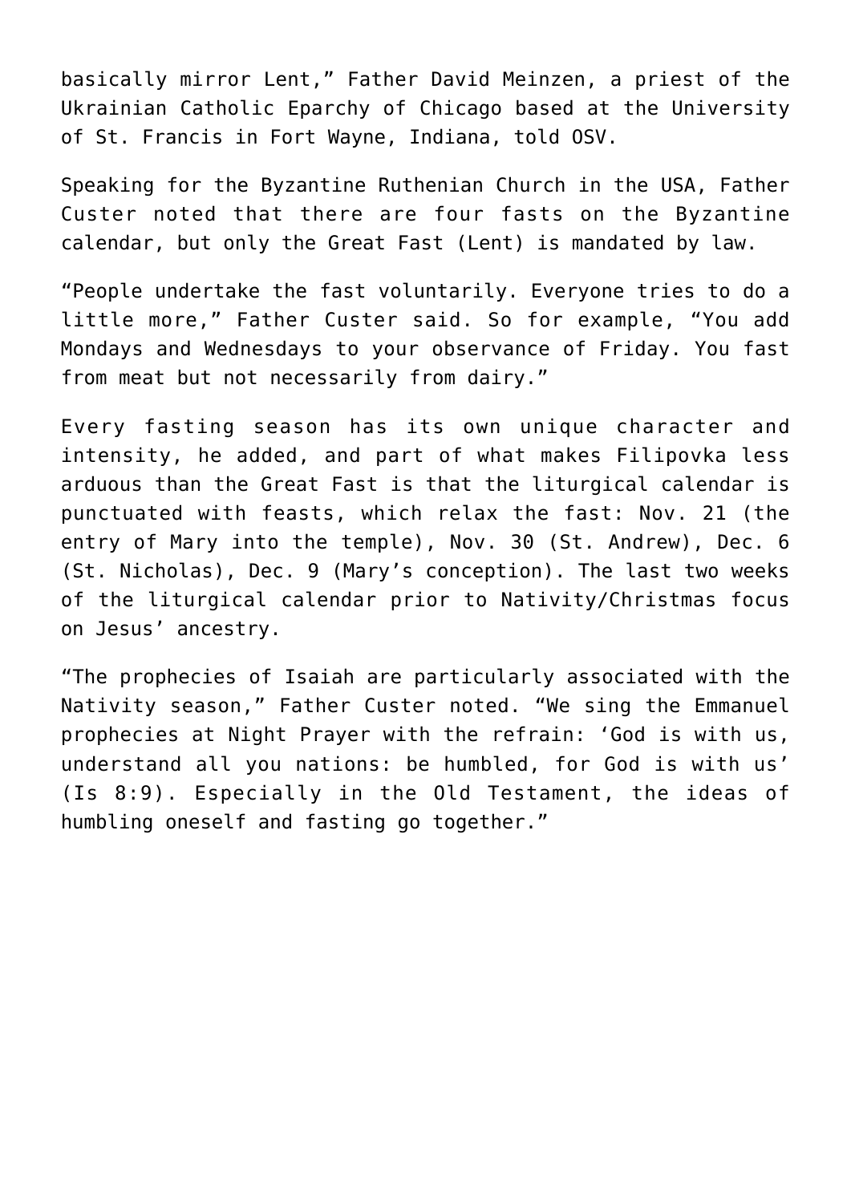basically mirror Lent," Father David Meinzen, a priest of the Ukrainian Catholic Eparchy of Chicago based at the University of St. Francis in Fort Wayne, Indiana, told OSV.

Speaking for the Byzantine Ruthenian Church in the USA, Father Custer noted that there are four fasts on the Byzantine calendar, but only the Great Fast (Lent) is mandated by law.

"People undertake the fast voluntarily. Everyone tries to do a little more," Father Custer said. So for example, "You add Mondays and Wednesdays to your observance of Friday. You fast from meat but not necessarily from dairy."

Every fasting season has its own unique character and intensity, he added, and part of what makes Filipovka less arduous than the Great Fast is that the liturgical calendar is punctuated with feasts, which relax the fast: Nov. 21 (the entry of Mary into the temple), Nov. 30 (St. Andrew), Dec. 6 (St. Nicholas), Dec. 9 (Mary's conception). The last two weeks of the liturgical calendar prior to Nativity/Christmas focus on Jesus' ancestry.

"The prophecies of Isaiah are particularly associated with the Nativity season," Father Custer noted. "We sing the Emmanuel prophecies at Night Prayer with the refrain: 'God is with us, understand all you nations: be humbled, for God is with us' (Is 8:9). Especially in the Old Testament, the ideas of humbling oneself and fasting go together."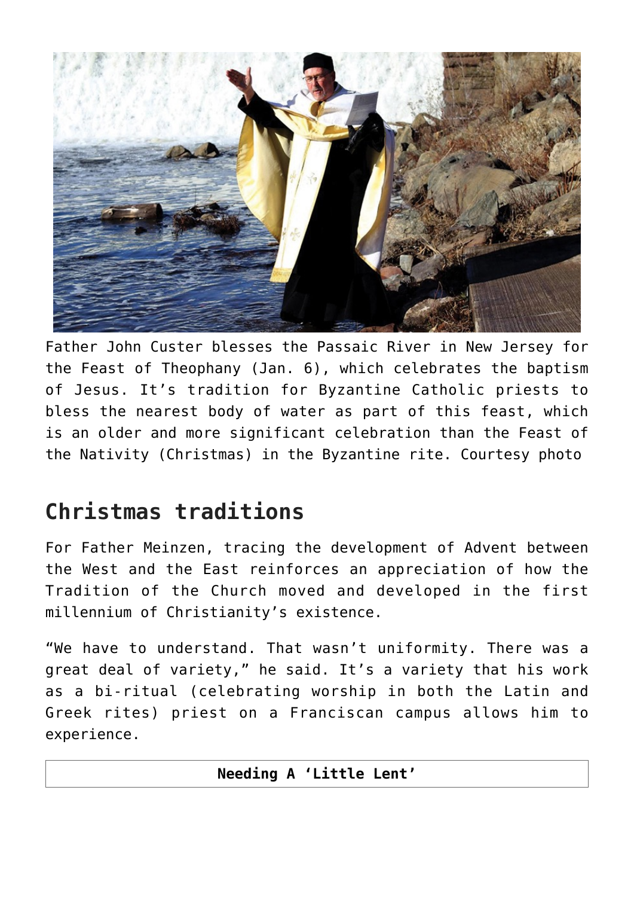Father John Custer blesses the Passaic River in New Jersey for the Feast of Theophany (Jan. 6), which celebrates the baptism of Jesus. It's tradition for Byzantine Catholic priests to bless the nearest body of water as part of this feast, which is an older and more significant celebration than the Feast of the Nativity (Christmas) in the Byzantine rite. Courtesy photo

## Christmas traditions

For Father Meinzen, tracing the development of Advent between the West and the East reinforces an appreciation of how the Tradition of the Church moved and developed in the first millennium of Christianity's existence.

"We have to understand. That wasn't uniformity. There was a great deal of variety," he said. It's a variety that his work as a bi-ritual (celebrating worship in both the Latin and Greek rites) priest on a Franciscan campus allows him to experience.

| **Needing A 'Little Lent'** |
| --- |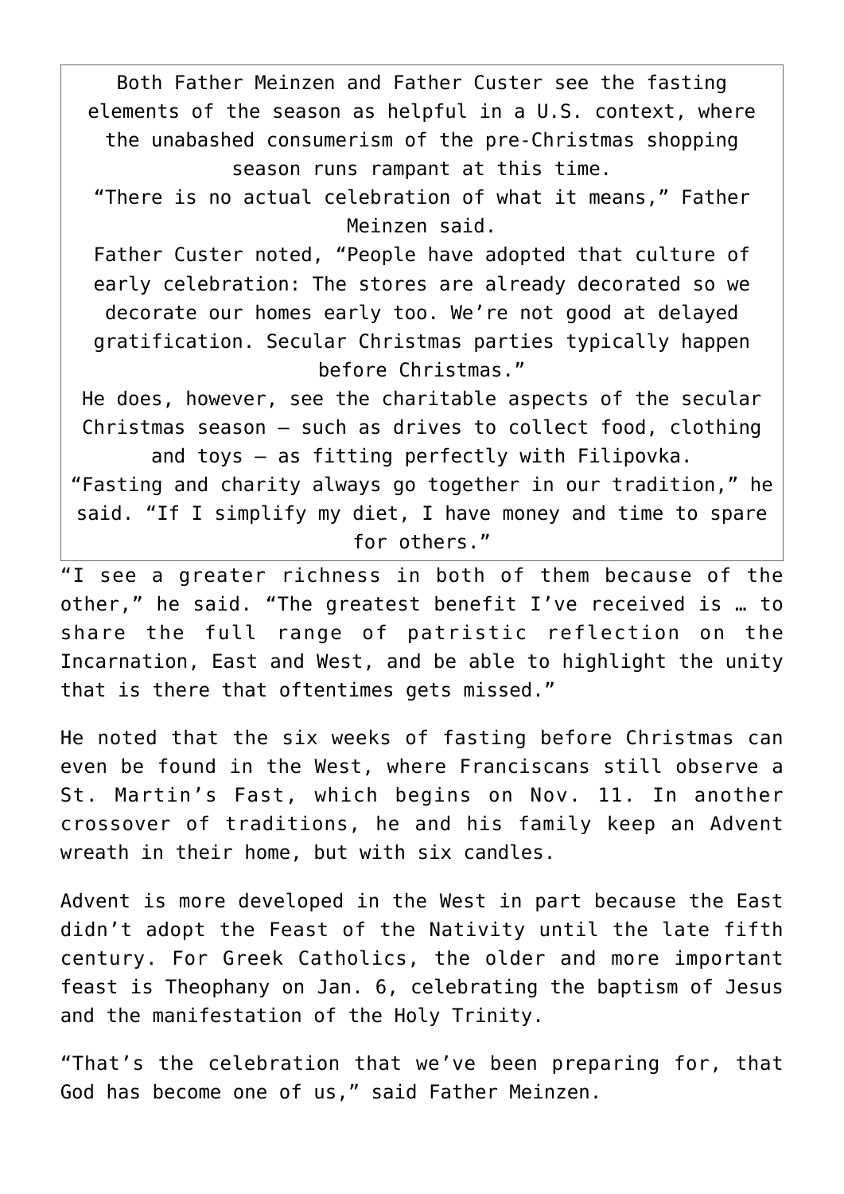Both Father Meinzen and Father Custer see the fasting elements of the season as helpful in a U.S. context, where the unabashed consumerism of the pre-Christmas shopping season runs rampant at this time.

"There is no actual celebration of what it means," Father Meinzen said.

Father Custer noted, "People have adopted that culture of early celebration: The stores are already decorated so we decorate our homes early too. We're not good at delayed gratification. Secular Christmas parties typically happen before Christmas."

He does, however, see the charitable aspects of the secular Christmas season — such as drives to collect food, clothing and toys — as fitting perfectly with Filipovka.

"Fasting and charity always go together in our tradition," he said. "If I simplify my diet, I have money and time to spare for others."

"I see a greater richness in both of them because of the other," he said. "The greatest benefit I've received is … to share the full range of patristic reflection on the Incarnation, East and West, and be able to highlight the unity that is there that oftentimes gets missed."

He noted that the six weeks of fasting before Christmas can even be found in the West, where Franciscans still observe a St. Martin's Fast, which begins on Nov. 11. In another crossover of traditions, he and his family keep an Advent wreath in their home, but with six candles.

Advent is more developed in the West in part because the East didn't adopt the Feast of the Nativity until the late fifth century. For Greek Catholics, the older and more important feast is Theophany on Jan. 6, celebrating the baptism of Jesus and the manifestation of the Holy Trinity.

"That's the celebration that we've been preparing for, that God has become one of us," said Father Meinzen.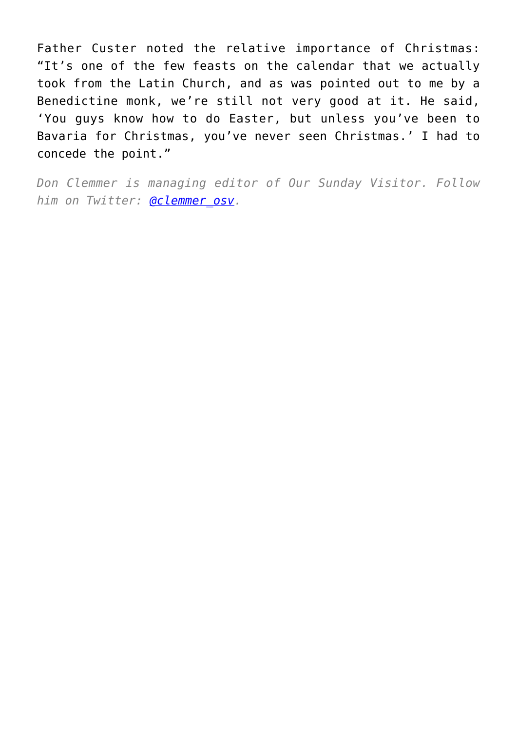Father Custer noted the relative importance of Christmas: "It's one of the few feasts on the calendar that we actually took from the Latin Church, and as was pointed out to me by a Benedictine monk, we're still not very good at it. He said, 'You guys know how to do Easter, but unless you've been to Bavaria for Christmas, you've never seen Christmas.' I had to concede the point."

*Don Clemmer is managing editor of Our Sunday Visitor. Follow him on Twitter: [@clemmer_osv](https://twitter.com/clemmer_osv).*